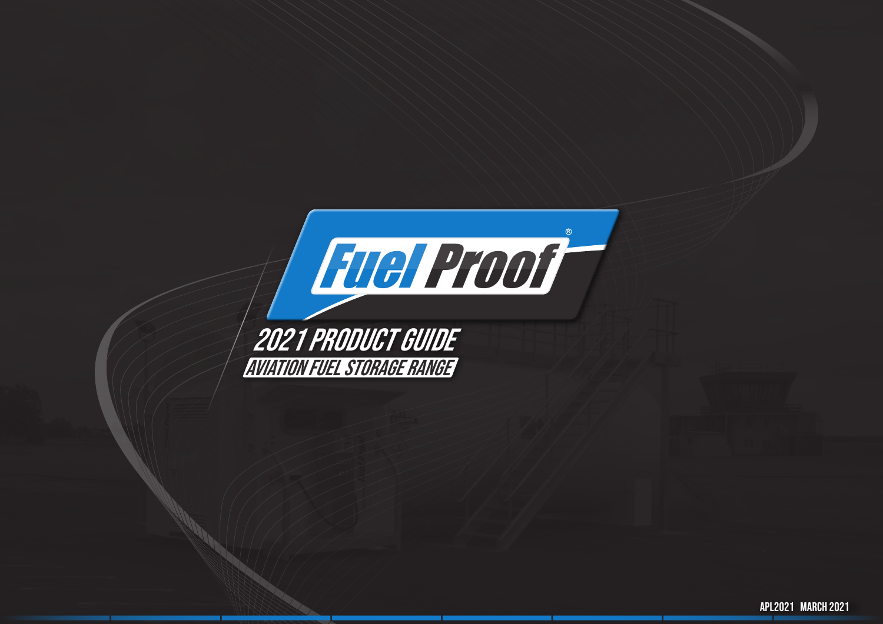# Fuel Proof®

## 2021 PRODUCT GUIDE

### AVIATION FUEL STORAGE RANGE

APL2021 MARCH 2021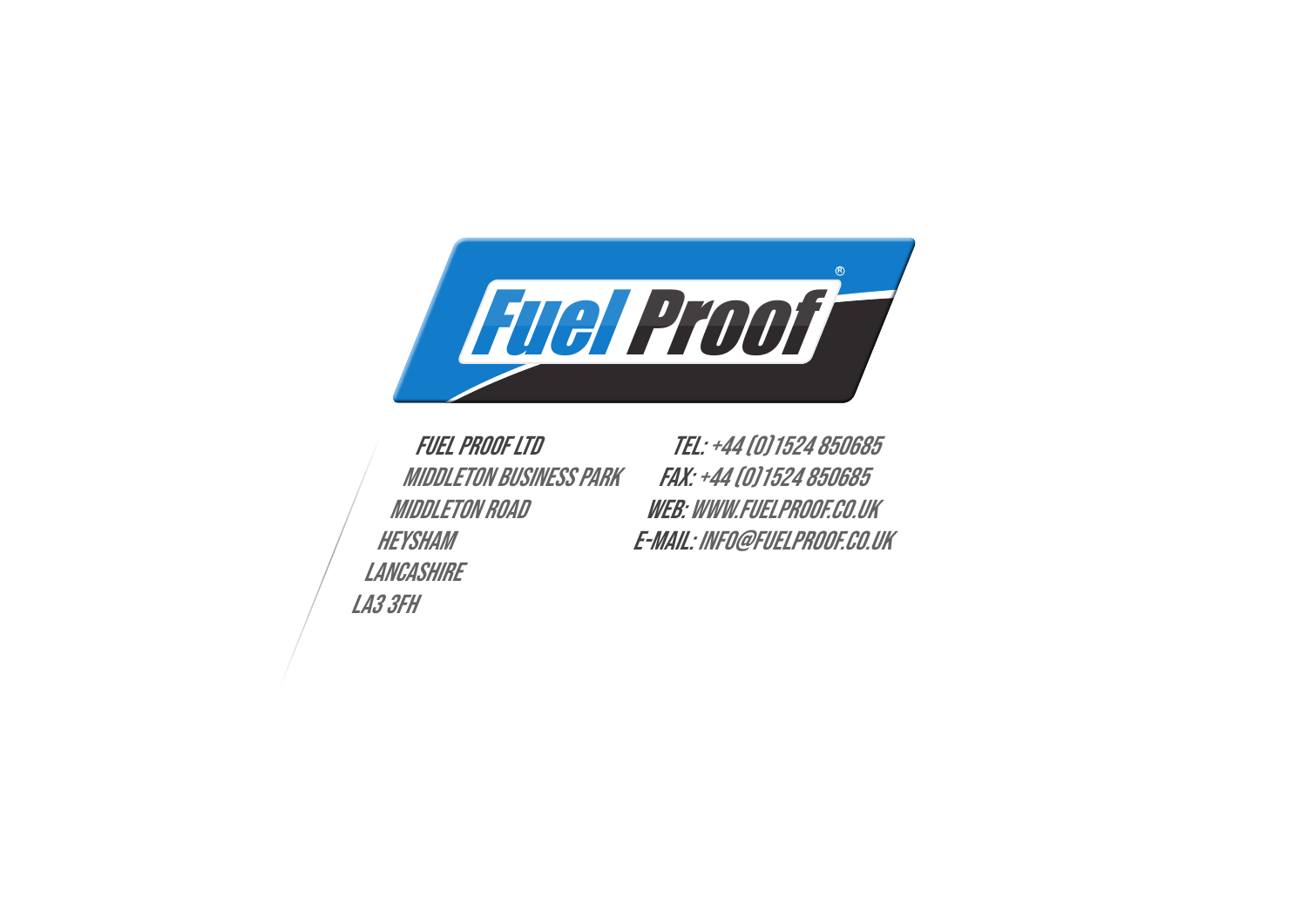Fuel Proof®

FUEL PROOF LTD
MIDDLETON BUSINESS PARK
MIDDLETON ROAD
HEYSHAM
LANCASHIRE
LA3 3FH

**TEL:** +44 (0)1524 850685
**FAX:** +44 (0)1524 850685
**WEB:** WWW.FUELPROOF.CO.UK
**E-MAIL:** INFO@FUELPROOF.CO.UK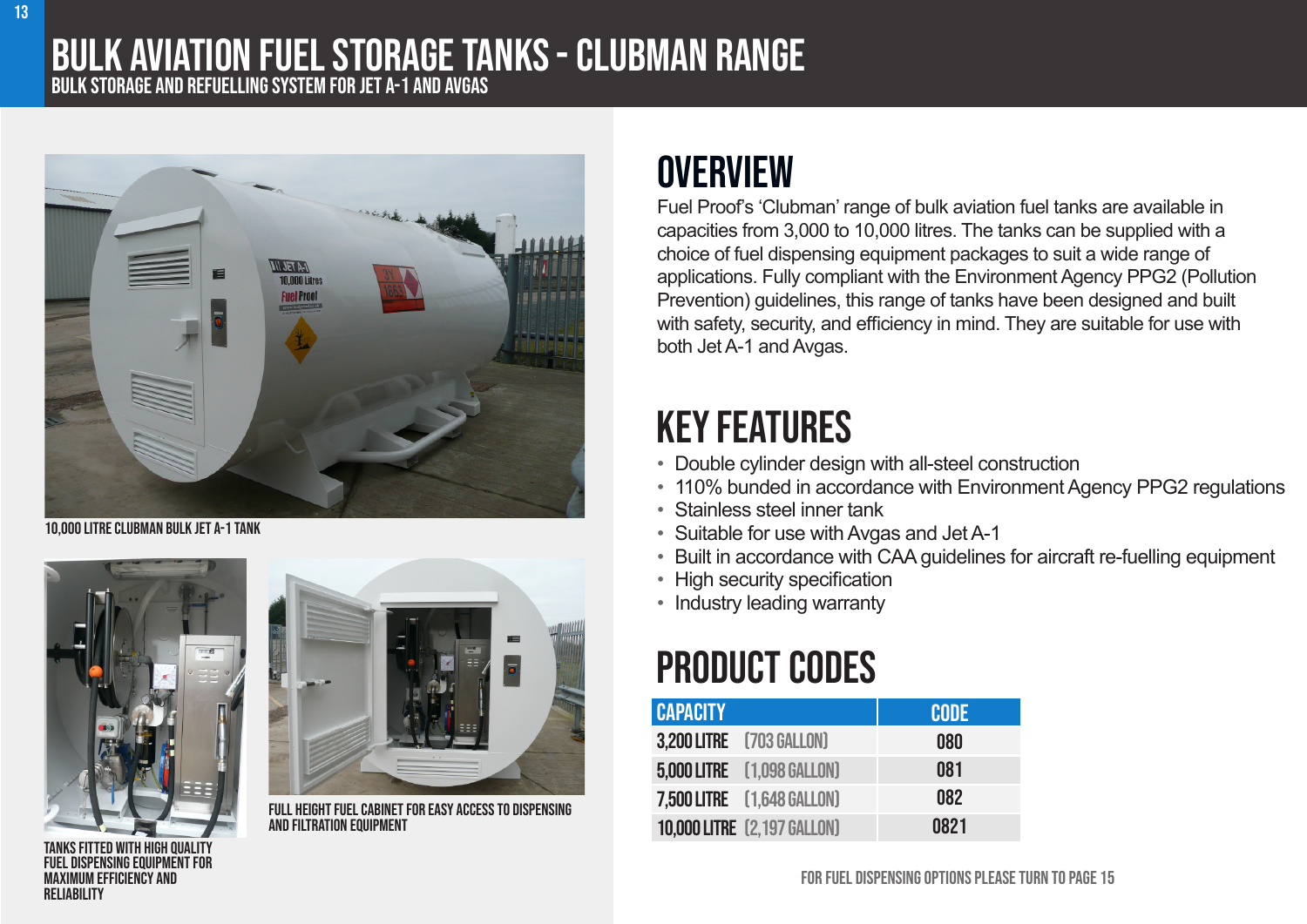# BULK AVIATION FUEL STORAGE TANKS - CLUBMAN RANGE

## BULK STORAGE AND REFUELLING SYSTEM FOR JET A-1 AND AVGAS

10,000 LITRE CLUBMAN BULK JET A-1 TANK

TANKS FITTED WITH HIGH QUALITY FUEL DISPENSING EQUIPMENT FOR MAXIMUM EFFICIENCY AND RELIABILITY

FULL HEIGHT FUEL CABINET FOR EASY ACCESS TO DISPENSING AND FILTRATION EQUIPMENT

## OVERVIEW

Fuel Proof's 'Clubman' range of bulk aviation fuel tanks are available in capacities from 3,000 to 10,000 litres. The tanks can be supplied with a choice of fuel dispensing equipment packages to suit a wide range of applications. Fully compliant with the Environment Agency PPG2 (Pollution Prevention) guidelines, this range of tanks have been designed and built with safety, security, and efficiency in mind. They are suitable for use with both Jet A-1 and Avgas.

## KEY FEATURES

- Double cylinder design with all-steel construction
- 110% bunded in accordance with Environment Agency PPG2 regulations
- Stainless steel inner tank
- Suitable for use with Avgas and Jet A-1
- Built in accordance with CAA guidelines for aircraft re-fuelling equipment
- High security specification
- Industry leading warranty

## PRODUCT CODES

| CAPACITY | CODE |
|---|---|
| 3,200 LITRE (703 GALLON) | 080 |
| 5,000 LITRE (1,098 GALLON) | 081 |
| 7,500 LITRE (1,648 GALLON) | 082 |
| 10,000 LITRE (2,197 GALLON) | 0821 |

FOR FUEL DISPENSING OPTIONS PLEASE TURN TO PAGE 15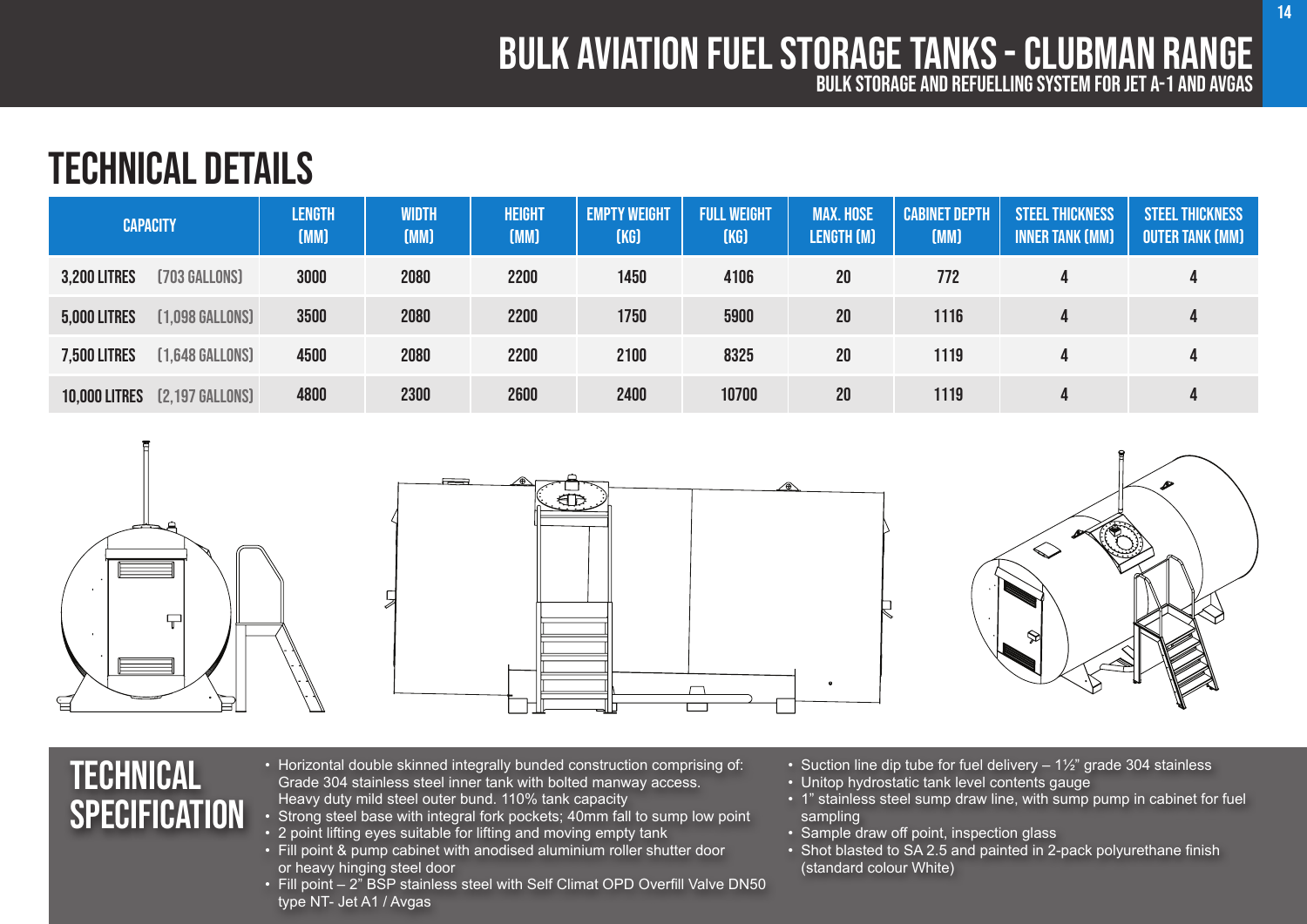# BULK AVIATION FUEL STORAGE TANKS - CLUBMAN RANGE

BULK STORAGE AND REFUELLING SYSTEM FOR JET A-1 AND AVGAS

## TECHNICAL DETAILS

| CAPACITY | LENGTH (MM) | WIDTH (MM) | HEIGHT (MM) | EMPTY WEIGHT (KG) | FULL WEIGHT (KG) | MAX. HOSE LENGTH (M) | CABINET DEPTH (MM) | STEEL THICKNESS INNER TANK (MM) | STEEL THICKNESS OUTER TANK (MM) |
|---|---|---|---|---|---|---|---|---|---|
| 3,200 LITRES (703 GALLONS) | 3000 | 2080 | 2200 | 1450 | 4106 | 20 | 772 | 4 | 4 |
| 5,000 LITRES (1,098 GALLONS) | 3500 | 2080 | 2200 | 1750 | 5900 | 20 | 1116 | 4 | 4 |
| 7,500 LITRES (1,648 GALLONS) | 4500 | 2080 | 2200 | 2100 | 8325 | 20 | 1119 | 4 | 4 |
| 10,000 LITRES (2,197 GALLONS) | 4800 | 2300 | 2600 | 2400 | 10700 | 20 | 1119 | 4 | 4 |

## TECHNICAL SPECIFICATION

- Horizontal double skinned integrally bunded construction comprising of: Grade 304 stainless steel inner tank with bolted manway access. Heavy duty mild steel outer bund. 110% tank capacity
- Strong steel base with integral fork pockets; 40mm fall to sump low point
- 2 point lifting eyes suitable for lifting and moving empty tank
- Fill point & pump cabinet with anodised aluminium roller shutter door or heavy hinging steel door
- Fill point – 2" BSP stainless steel with Self Climat OPD Overfill Valve DN50 type NT- Jet A1 / Avgas
- Suction line dip tube for fuel delivery – 1½" grade 304 stainless
- Unitop hydrostatic tank level contents gauge
- 1" stainless steel sump draw line, with sump pump in cabinet for fuel sampling
- Sample draw off point, inspection glass
- Shot blasted to SA 2.5 and painted in 2-pack polyurethane finish (standard colour White)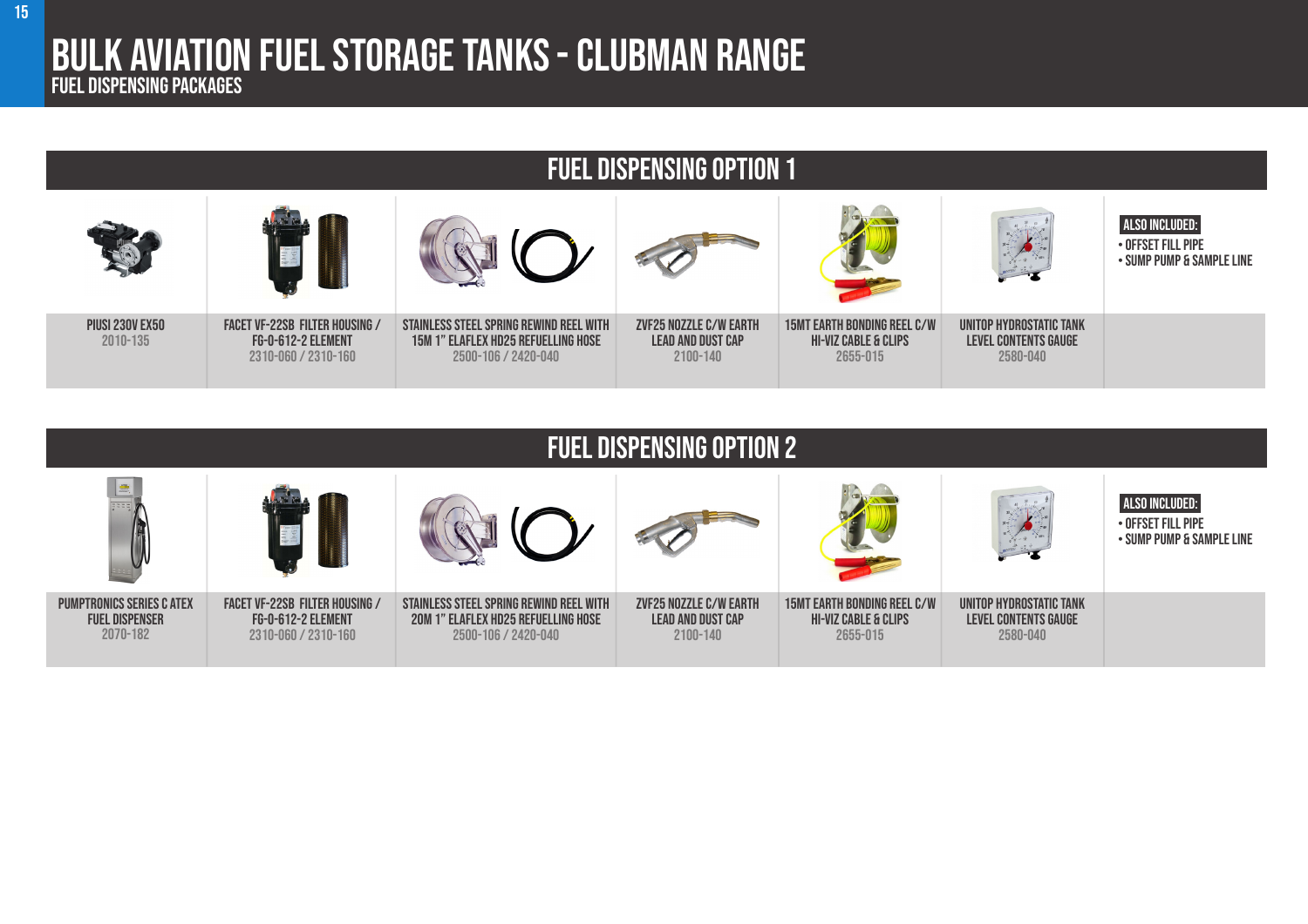# BULK AVIATION FUEL STORAGE TANKS - CLUBMAN RANGE

## FUEL DISPENSING PACKAGES

### FUEL DISPENSING OPTION 1

| PIUSI 230V EX50 | FACET VF-22SB FILTER HOUSING / FG-O-612-2 ELEMENT | STAINLESS STEEL SPRING REWIND REEL WITH 15M 1" ELAFLEX HD25 REFUELLING HOSE | ZVF25 NOZZLE C/W EARTH LEAD AND DUST CAP | 15MT EARTH BONDING REEL C/W HI-VIZ CABLE & CLIPS | UNITOP HYDROSTATIC TANK LEVEL CONTENTS GAUGE |
|---|---|---|---|---|---|
| 2010-135 | 2310-060 / 2310-160 | 2500-106 / 2420-040 | 2100-140 | 2655-015 | 2580-040 |

**ALSO INCLUDED:**
- OFFSET FILL PIPE
- SUMP PUMP & SAMPLE LINE

### FUEL DISPENSING OPTION 2

| PUMPTRONICS SERIES C ATEX FUEL DISPENSER | FACET VF-22SB FILTER HOUSING / FG-O-612-2 ELEMENT | STAINLESS STEEL SPRING REWIND REEL WITH 20M 1" ELAFLEX HD25 REFUELLING HOSE | ZVF25 NOZZLE C/W EARTH LEAD AND DUST CAP | 15MT EARTH BONDING REEL C/W HI-VIZ CABLE & CLIPS | UNITOP HYDROSTATIC TANK LEVEL CONTENTS GAUGE |
|---|---|---|---|---|---|
| 2070-182 | 2310-060 / 2310-160 | 2500-106 / 2420-040 | 2100-140 | 2655-015 | 2580-040 |

**ALSO INCLUDED:**
- OFFSET FILL PIPE
- SUMP PUMP & SAMPLE LINE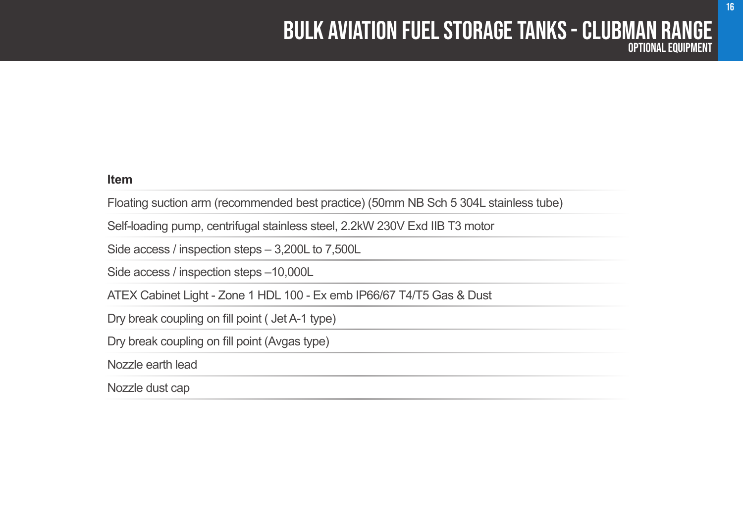# BULK AVIATION FUEL STORAGE TANKS - CLUBMAN RANGE

## OPTIONAL EQUIPMENT

| Item |
|---|
| Floating suction arm (recommended best practice) (50mm NB Sch 5 304L stainless tube) |
| Self-loading pump, centrifugal stainless steel, 2.2kW 230V Exd IIB T3 motor |
| Side access / inspection steps – 3,200L to 7,500L |
| Side access / inspection steps –10,000L |
| ATEX Cabinet Light - Zone 1 HDL 100 - Ex emb IP66/67 T4/T5 Gas & Dust |
| Dry break coupling on fill point ( Jet A-1 type) |
| Dry break coupling on fill point (Avgas type) |
| Nozzle earth lead |
| Nozzle dust cap |